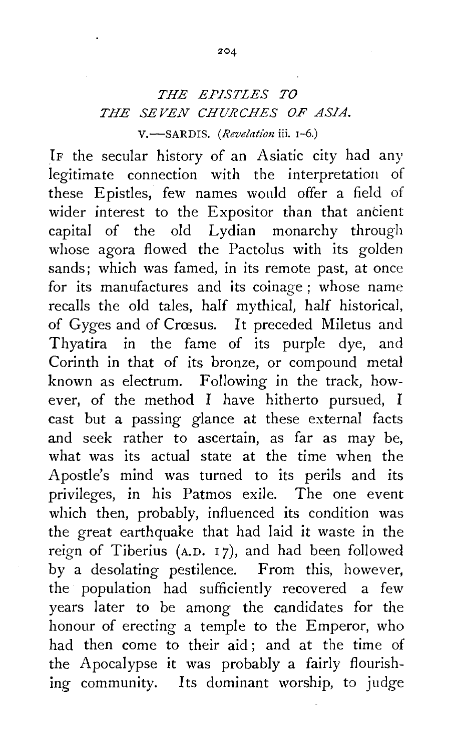# *THE EPISTLES TO THE SEVEN CHURCHES OF ASIA.*

## V.—SARDIS. (*Revelation* iii. 1–6.)

If the secular history of an Asiatic city had any legitimate connection with the interpretation of these Epistles, few names would offer a field of wider interest to the Expositor than that ancient capital of the old Lydian monarchy through whose agora flowed the Pactolus with its golden sands; which was famed, in its remote past, at once for its manufactures and its coinage; whose name recalls the old tales, half mythical, half historical, of Gyges and of Crœsus. It preceded Miletus and Thyatira in the fame of its purple dye, and Corinth in that of its bronze, or compound metal known as electrum. Following in the track, however, of the method I have hitherto pursued, I cast but a passing glance at these external facts and seek rather to ascertain, as far as may be, what was its actual state at the time when the Apostle's mind was turned to its perils and its privileges, in his Patmos exile. The one event which then, probably, influenced its condition was the great earthquake that had laid it waste in the reign of Tiberius (A.D. 17), and had been followed by a desolating pestilence. From this, however, the population had sufficiently recovered a few years later to be among the candidates for the honour of erecting a temple to the Emperor, who had then come to their aid; and at the time of the Apocalypse it was probably a fairly flourishing community. Its dominant worship, to judge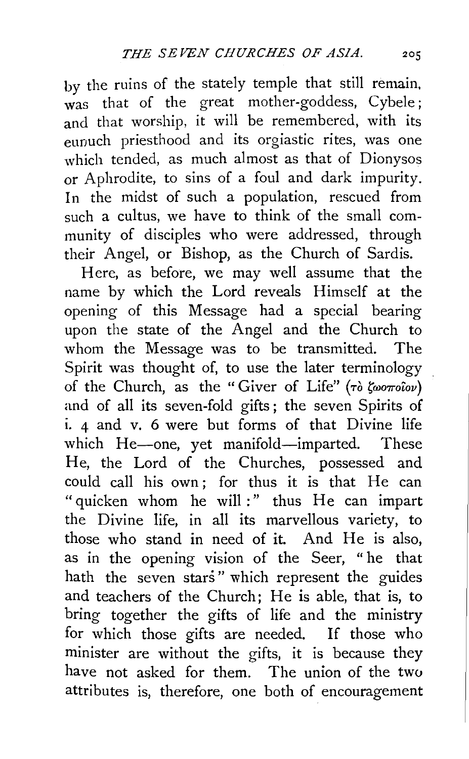by the ruins of the stately temple that still remain, was that of the great mother-goddess, Cybele; and that worship, it will be remembered, with its eunuch priesthood and its orgiastic rites, was one which tended, as much almost as that of Dionysos or Aphrodite, to sins of a foul and dark impurity. In the midst of such a population, rescued from such a cultus, we have to think of the small community of disciples who were addressed, through their Angel, or Bishop, as the Church of Sardis.

Here, as before, we may well assume that the name by which the Lord reveals Himself at the opening of this Message had a special bearing upon the state of the Angel and the Church to whom the Message was to be transmitted. The Spirit was thought of, to use the later terminology of the Church, as the "Giver of Life" (τὸ ζωοποιὸν) and of all its seven-fold gifts; the seven Spirits of i. 4 and v. 6 were but forms of that Divine life which He—one, yet manifold—imparted. These He, the Lord of the Churches, possessed and could call his own; for thus it is that He can "quicken whom he will:" thus He can impart the Divine life, in all its marvellous variety, to those who stand in need of it. And He is also, as in the opening vision of the Seer, "he that hath the seven stars" which represent the guides and teachers of the Church; He is able, that is, to bring together the gifts of life and the ministry for which those gifts are needed. If those who minister are without the gifts, it is because they have not asked for them. The union of the two attributes is, therefore, one both of encouragement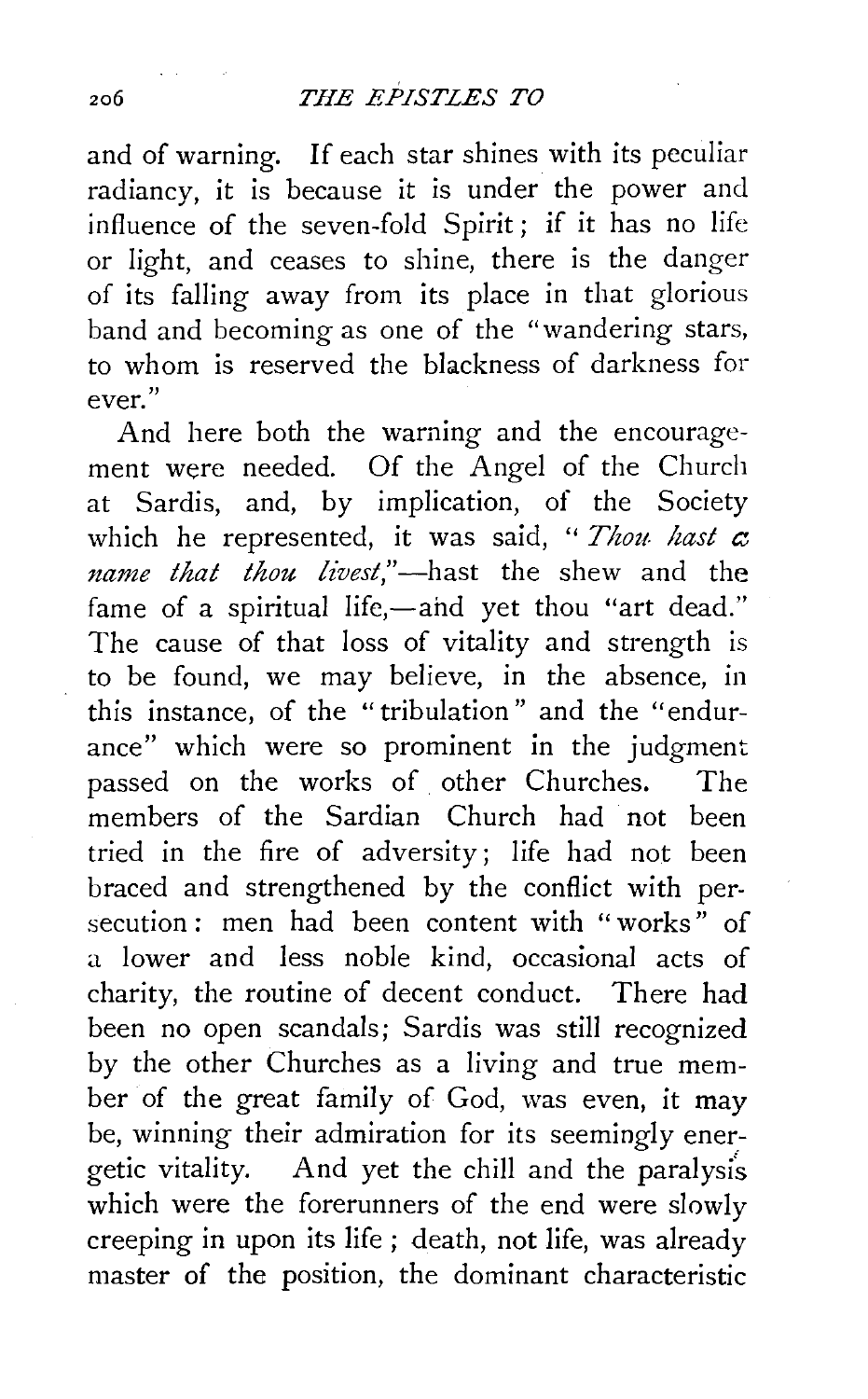and of warning. If each star shines with its peculiar radiancy, it is because it is under the power and influence of the seven-fold Spirit; if it has no life or light, and ceases to shine, there is the danger of its falling away from its place in that glorious band and becoming as one of the "wandering stars, to whom is reserved the blackness of darkness for ever."

And here both the warning and the encouragement were needed. Of the Angel of the Church at Sardis, and, by implication, of the Society which he represented, it was said, "*Thou hast a name that thou livest*,"—hast the shew and the fame of a spiritual life,—and yet thou "art dead." The cause of that loss of vitality and strength is to be found, we may believe, in the absence, in this instance, of the "tribulation" and the "endurance" which were so prominent in the judgment passed on the works of other Churches. The members of the Sardian Church had not been tried in the fire of adversity; life had not been braced and strengthened by the conflict with persecution: men had been content with "works" of a lower and less noble kind, occasional acts of charity, the routine of decent conduct. There had been no open scandals; Sardis was still recognized by the other Churches as a living and true member of the great family of God, was even, it may be, winning their admiration for its seemingly energetic vitality. And yet the chill and the paralysis which were the forerunners of the end were slowly creeping in upon its life; death, not life, was already master of the position, the dominant characteristic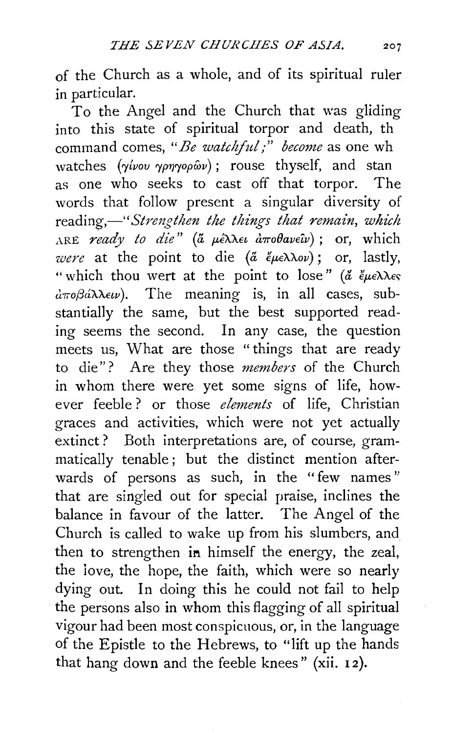of the Church as a whole, and of its spiritual ruler in particular.

To the Angel and the Church that was gliding into this state of spiritual torpor and death, th command comes, "*Be watchful;*" *become* as one wh watches (γίνου γρηγορῶν); rouse thyself, and stan as one who seeks to cast off that torpor. The words that follow present a singular diversity of reading,—"*Strengthen the things that remain, which* ARE *ready to die*" (ἃ μέλλει ἀποθανεῖν); or, which *were* at the point to die (ἃ ἔμελλον); or, lastly, "which thou wert at the point to lose" (ἃ ἔμελλες ἀποβάλλειν). The meaning is, in all cases, substantially the same, but the best supported reading seems the second. In any case, the question meets us, What are those "things that are ready to die"? Are they those *members* of the Church in whom there were yet some signs of life, however feeble? or those *elements* of life, Christian graces and activities, which were not yet actually extinct? Both interpretations are, of course, grammatically tenable; but the distinct mention afterwards of persons as such, in the "few names" that are singled out for special praise, inclines the balance in favour of the latter. The Angel of the Church is called to wake up from his slumbers, and then to strengthen in himself the energy, the zeal, the love, the hope, the faith, which were so nearly dying out. In doing this he could not fail to help the persons also in whom this flagging of all spiritual vigour had been most conspicuous, or, in the language of the Epistle to the Hebrews, to "lift up the hands that hang down and the feeble knees" (xii. 12).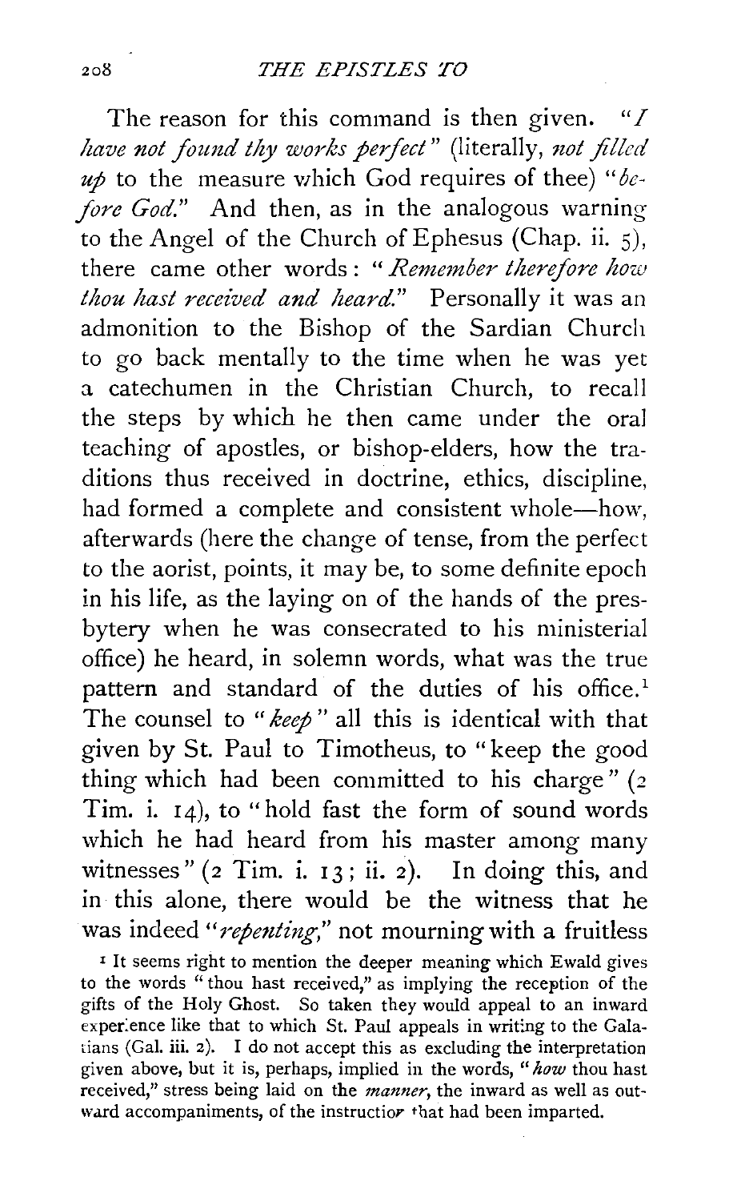The reason for this command is then given. "*I have not found thy works perfect*" (literally, *not filled up* to the measure which God requires of thee) "*before God.*" And then, as in the analogous warning to the Angel of the Church of Ephesus (Chap. ii. 5), there came other words: "*Remember therefore how thou hast received and heard.*" Personally it was an admonition to the Bishop of the Sardian Church to go back mentally to the time when he was yet a catechumen in the Christian Church, to recall the steps by which he then came under the oral teaching of apostles, or bishop-elders, how the traditions thus received in doctrine, ethics, discipline, had formed a complete and consistent whole—how, afterwards (here the change of tense, from the perfect to the aorist, points, it may be, to some definite epoch in his life, as the laying on of the hands of the presbytery when he was consecrated to his ministerial office) he heard, in solemn words, what was the true pattern and standard of the duties of his office.[1] The counsel to "*keep*" all this is identical with that given by St. Paul to Timotheus, to "keep the good thing which had been committed to his charge" (2 Tim. i. 14), to "hold fast the form of sound words which he had heard from his master among many witnesses" (2 Tim. i. 13; ii. 2). In doing this, and in this alone, there would be the witness that he was indeed "*repenting*," not mourning with a fruitless

[1] It seems right to mention the deeper meaning which Ewald gives to the words "thou hast received," as implying the reception of the gifts of the Holy Ghost. So taken they would appeal to an inward experience like that to which St. Paul appeals in writing to the Galatians (Gal. iii. 2). I do not accept this as excluding the interpretation given above, but it is, perhaps, implied in the words, "*how* thou hast received," stress being laid on the *manner*, the inward as well as outward accompaniments, of the instruction that had been imparted.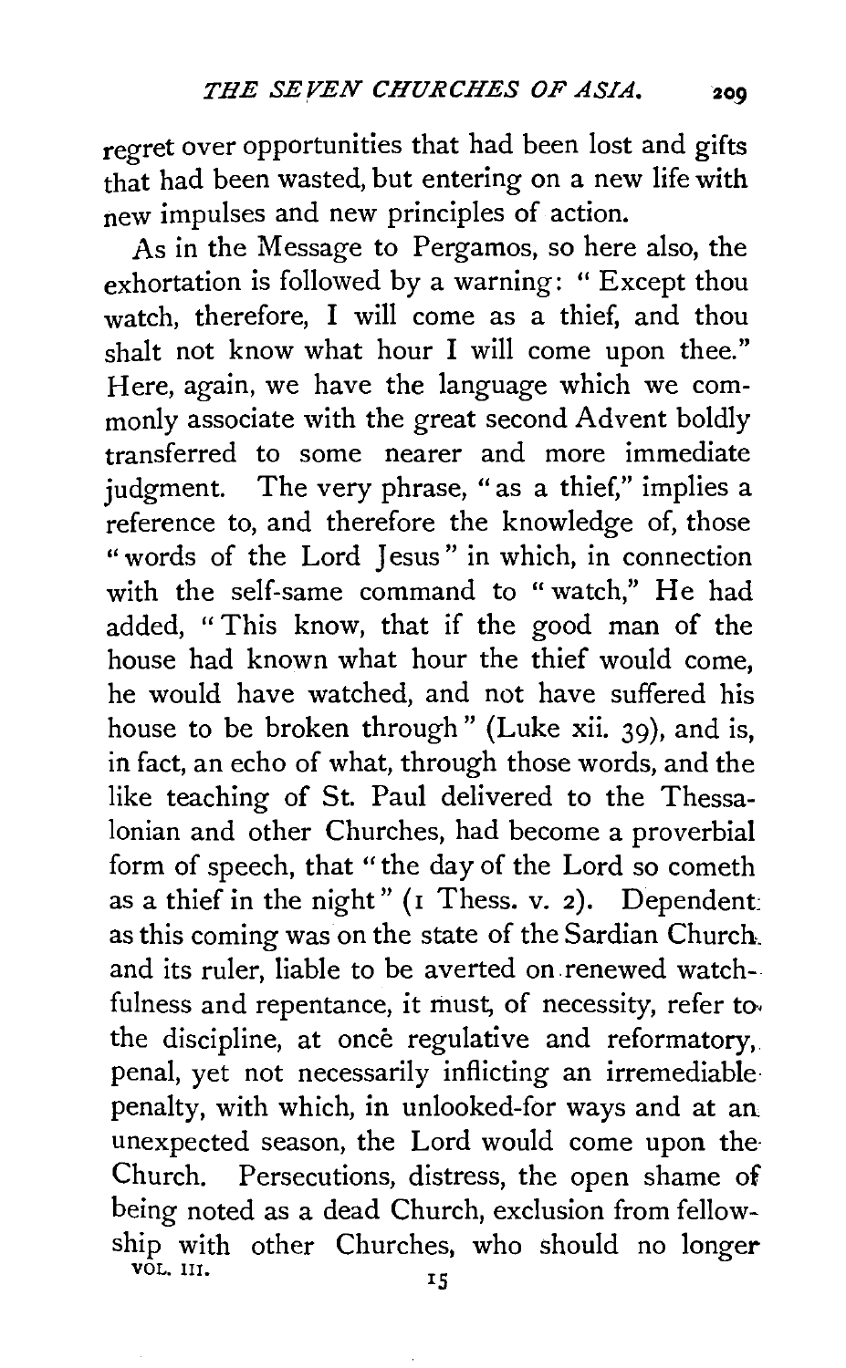regret over opportunities that had been lost and gifts that had been wasted, but entering on a new life with new impulses and new principles of action.

As in the Message to Pergamos, so here also, the exhortation is followed by a warning: "Except thou watch, therefore, I will come as a thief, and thou shalt not know what hour I will come upon thee." Here, again, we have the language which we commonly associate with the great second Advent boldly transferred to some nearer and more immediate judgment. The very phrase, "as a thief," implies a reference to, and therefore the knowledge of, those "words of the Lord Jesus" in which, in connection with the self-same command to "watch," He had added, "This know, that if the good man of the house had known what hour the thief would come, he would have watched, and not have suffered his house to be broken through" (Luke xii. 39), and is, in fact, an echo of what, through those words, and the like teaching of St. Paul delivered to the Thessalonian and other Churches, had become a proverbial form of speech, that "the day of the Lord so cometh as a thief in the night" (1 Thess. v. 2). Dependent as this coming was on the state of the Sardian Church and its ruler, liable to be averted on renewed watchfulness and repentance, it must, of necessity, refer to the discipline, at once regulative and reformatory, penal, yet not necessarily inflicting an irremediable penalty, with which, in unlooked-for ways and at an unexpected season, the Lord would come upon the Church. Persecutions, distress, the open shame of being noted as a dead Church, exclusion from fellowship with other Churches, who should no longer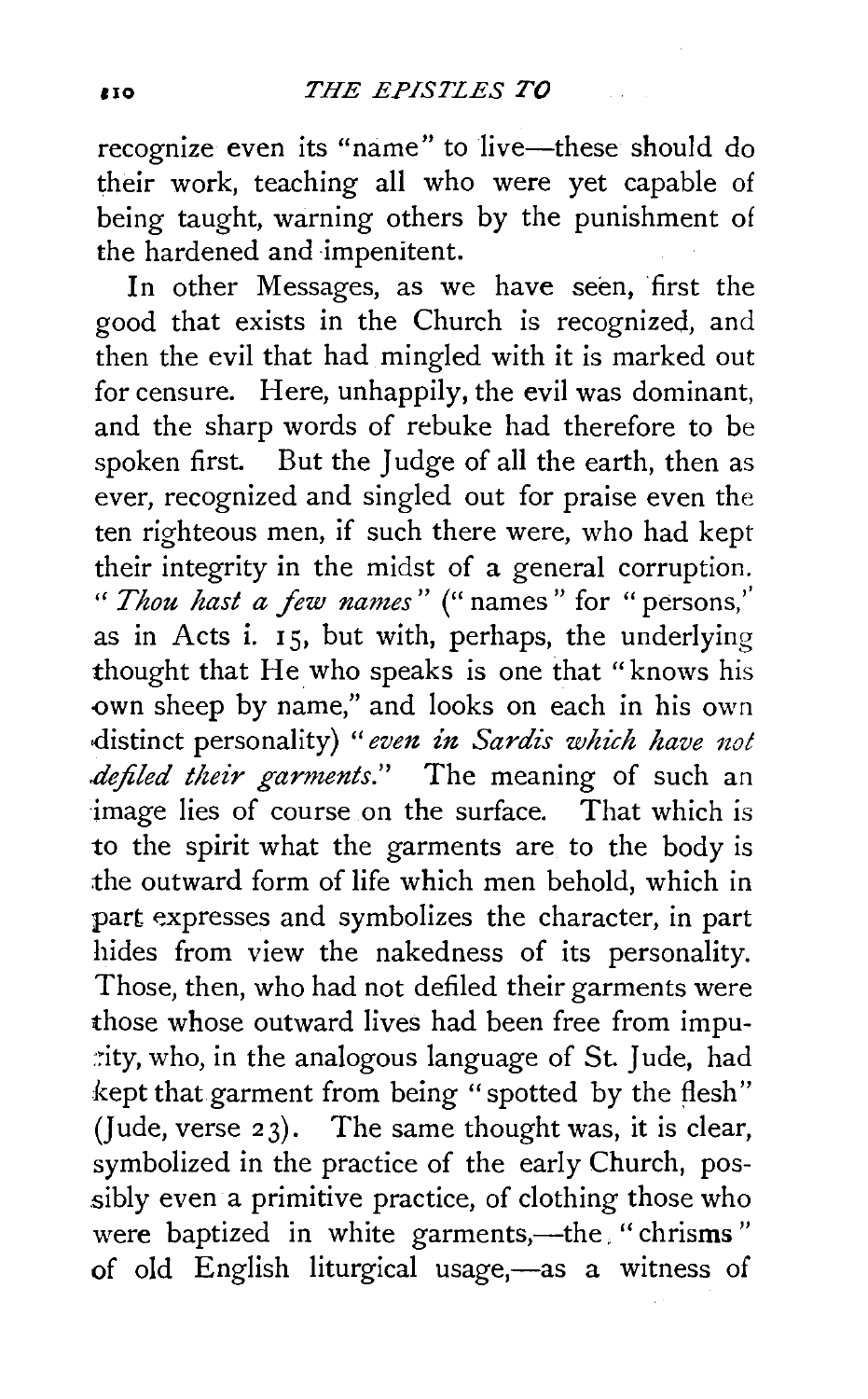recognize even its "name" to live—these should do their work, teaching all who were yet capable of being taught, warning others by the punishment of the hardened and impenitent.

In other Messages, as we have seen, first the good that exists in the Church is recognized, and then the evil that had mingled with it is marked out for censure. Here, unhappily, the evil was dominant, and the sharp words of rebuke had therefore to be spoken first. But the Judge of all the earth, then as ever, recognized and singled out for praise even the ten righteous men, if such there were, who had kept their integrity in the midst of a general corruption. "*Thou hast a few names*" ("names" for "persons," as in Acts i. 15, but with, perhaps, the underlying thought that He who speaks is one that "knows his own sheep by name," and looks on each in his own distinct personality) "*even in Sardis which have not defiled their garments.*" The meaning of such an image lies of course on the surface. That which is to the spirit what the garments are to the body is the outward form of life which men behold, which in part expresses and symbolizes the character, in part hides from view the nakedness of its personality. Those, then, who had not defiled their garments were those whose outward lives had been free from impurity, who, in the analogous language of St. Jude, had kept that garment from being "spotted by the flesh" (Jude, verse 23). The same thought was, it is clear, symbolized in the practice of the early Church, possibly even a primitive practice, of clothing those who were baptized in white garments,—the "chrisms" of old English liturgical usage,—as a witness of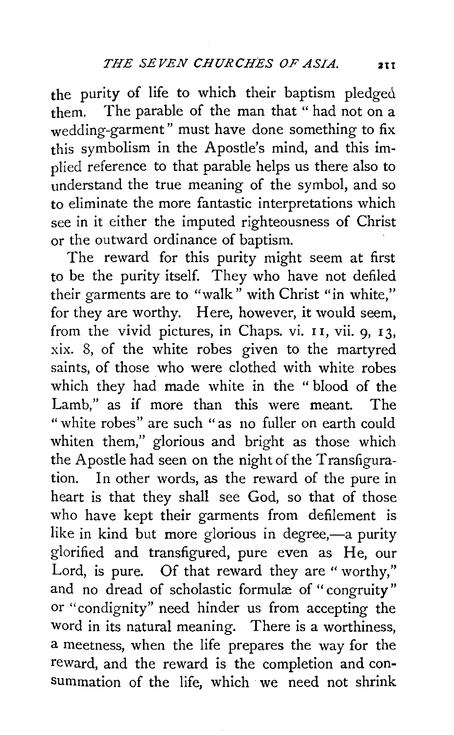the purity of life to which their baptism pledged them. The parable of the man that "had not on a wedding-garment" must have done something to fix this symbolism in the Apostle's mind, and this implied reference to that parable helps us there also to understand the true meaning of the symbol, and so to eliminate the more fantastic interpretations which see in it either the imputed righteousness of Christ or the outward ordinance of baptism.

The reward for this purity might seem at first to be the purity itself. They who have not defiled their garments are to "walk" with Christ "in white," for they are worthy. Here, however, it would seem, from the vivid pictures, in Chaps. vi. 11, vii. 9, 13, xix. 8, of the white robes given to the martyred saints, of those who were clothed with white robes which they had made white in the "blood of the Lamb," as if more than this were meant. The "white robes" are such "as no fuller on earth could whiten them," glorious and bright as those which the Apostle had seen on the night of the Transfiguration. In other words, as the reward of the pure in heart is that they shall see God, so that of those who have kept their garments from defilement is like in kind but more glorious in degree,—a purity glorified and transfigured, pure even as He, our Lord, is pure. Of that reward they are "worthy," and no dread of scholastic formulæ of "congruity" or "condignity" need hinder us from accepting the word in its natural meaning. There is a worthiness, a meetness, when the life prepares the way for the reward, and the reward is the completion and consummation of the life, which we need not shrink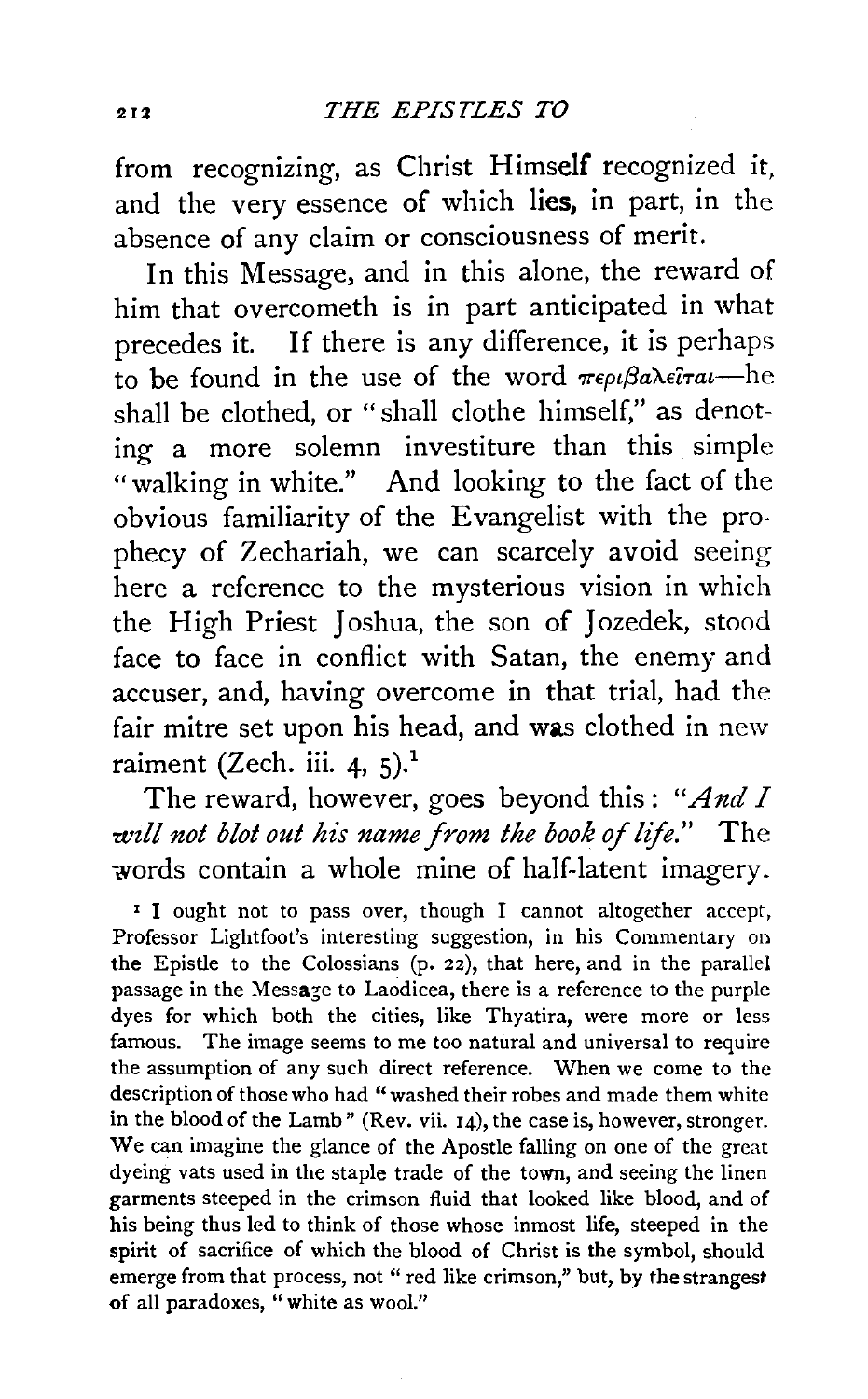from recognizing, as Christ Himself recognized it, and the very essence of which lies, in part, in the absence of any claim or consciousness of merit.

In this Message, and in this alone, the reward of him that overcometh is in part anticipated in what precedes it. If there is any difference, it is perhaps to be found in the use of the word περιβαλεῖται—he shall be clothed, or "shall clothe himself," as denoting a more solemn investiture than this simple "walking in white." And looking to the fact of the obvious familiarity of the Evangelist with the prophecy of Zechariah, we can scarcely avoid seeing here a reference to the mysterious vision in which the High Priest Joshua, the son of Jozedek, stood face to face in conflict with Satan, the enemy and accuser, and, having overcome in that trial, had the fair mitre set upon his head, and was clothed in new raiment (Zech. iii. 4, 5).[1]

The reward, however, goes beyond this: *"And I will not blot out his name from the book of life."* The words contain a whole mine of half-latent imagery.

[1] I ought not to pass over, though I cannot altogether accept, Professor Lightfoot's interesting suggestion, in his Commentary on the Epistle to the Colossians (p. 22), that here, and in the parallel passage in the Message to Laodicea, there is a reference to the purple dyes for which both the cities, like Thyatira, were more or less famous. The image seems to me too natural and universal to require the assumption of any such direct reference. When we come to the description of those who had "washed their robes and made them white in the blood of the Lamb" (Rev. vii. 14), the case is, however, stronger. We can imagine the glance of the Apostle falling on one of the great dyeing vats used in the staple trade of the town, and seeing the linen garments steeped in the crimson fluid that looked like blood, and of his being thus led to think of those whose inmost life, steeped in the spirit of sacrifice of which the blood of Christ is the symbol, should emerge from that process, not "red like crimson," but, by the strangest of all paradoxes, "white as wool."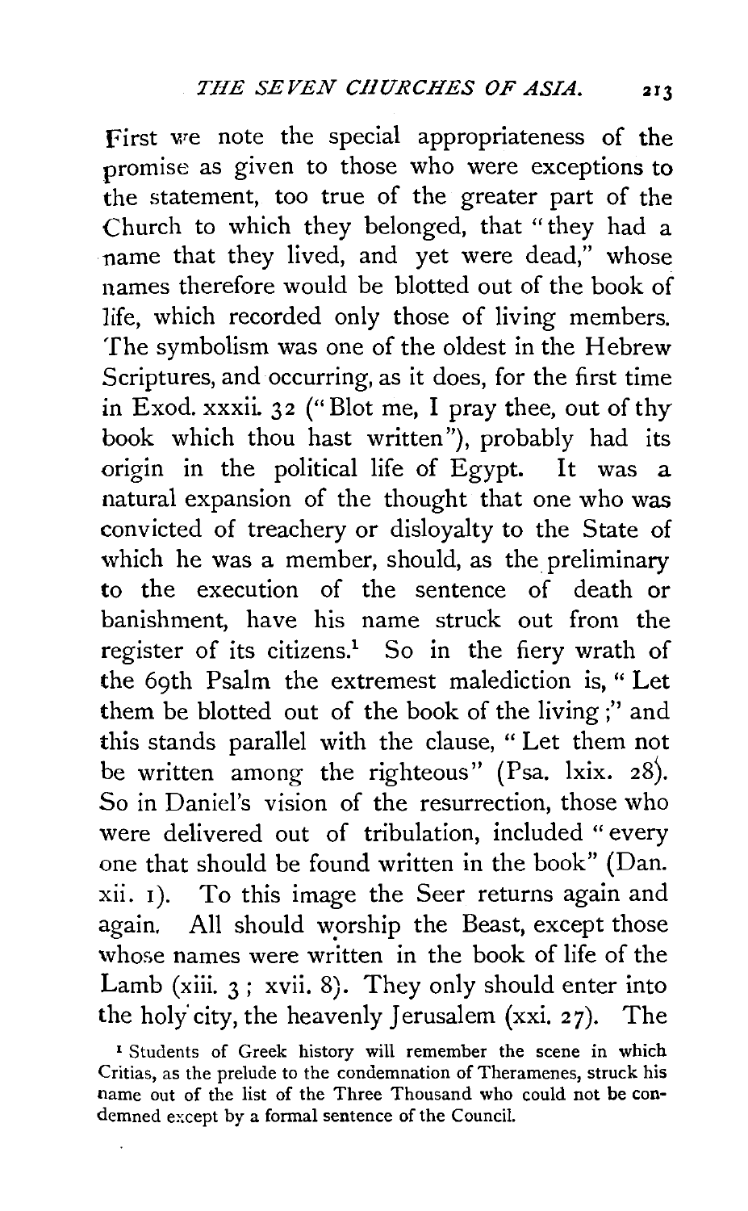First we note the special appropriateness of the promise as given to those who were exceptions to the statement, too true of the greater part of the Church to which they belonged, that "they had a name that they lived, and yet were dead," whose names therefore would be blotted out of the book of life, which recorded only those of living members. The symbolism was one of the oldest in the Hebrew Scriptures, and occurring, as it does, for the first time in Exod. xxxii. 32 ("Blot me, I pray thee, out of thy book which thou hast written"), probably had its origin in the political life of Egypt. It was a natural expansion of the thought that one who was convicted of treachery or disloyalty to the State of which he was a member, should, as the preliminary to the execution of the sentence of death or banishment, have his name struck out from the register of its citizens.[1] So in the fiery wrath of the 69th Psalm the extremest malediction is, "Let them be blotted out of the book of the living;" and this stands parallel with the clause, "Let them not be written among the righteous" (Psa. lxix. 28). So in Daniel's vision of the resurrection, those who were delivered out of tribulation, included "every one that should be found written in the book" (Dan. xii. 1). To this image the Seer returns again and again. All should worship the Beast, except those whose names were written in the book of life of the Lamb (xiii. 3; xvii. 8). They only should enter into the holy city, the heavenly Jerusalem (xxi. 27). The

[1] Students of Greek history will remember the scene in which Critias, as the prelude to the condemnation of Theramenes, struck his name out of the list of the Three Thousand who could not be condemned except by a formal sentence of the Council.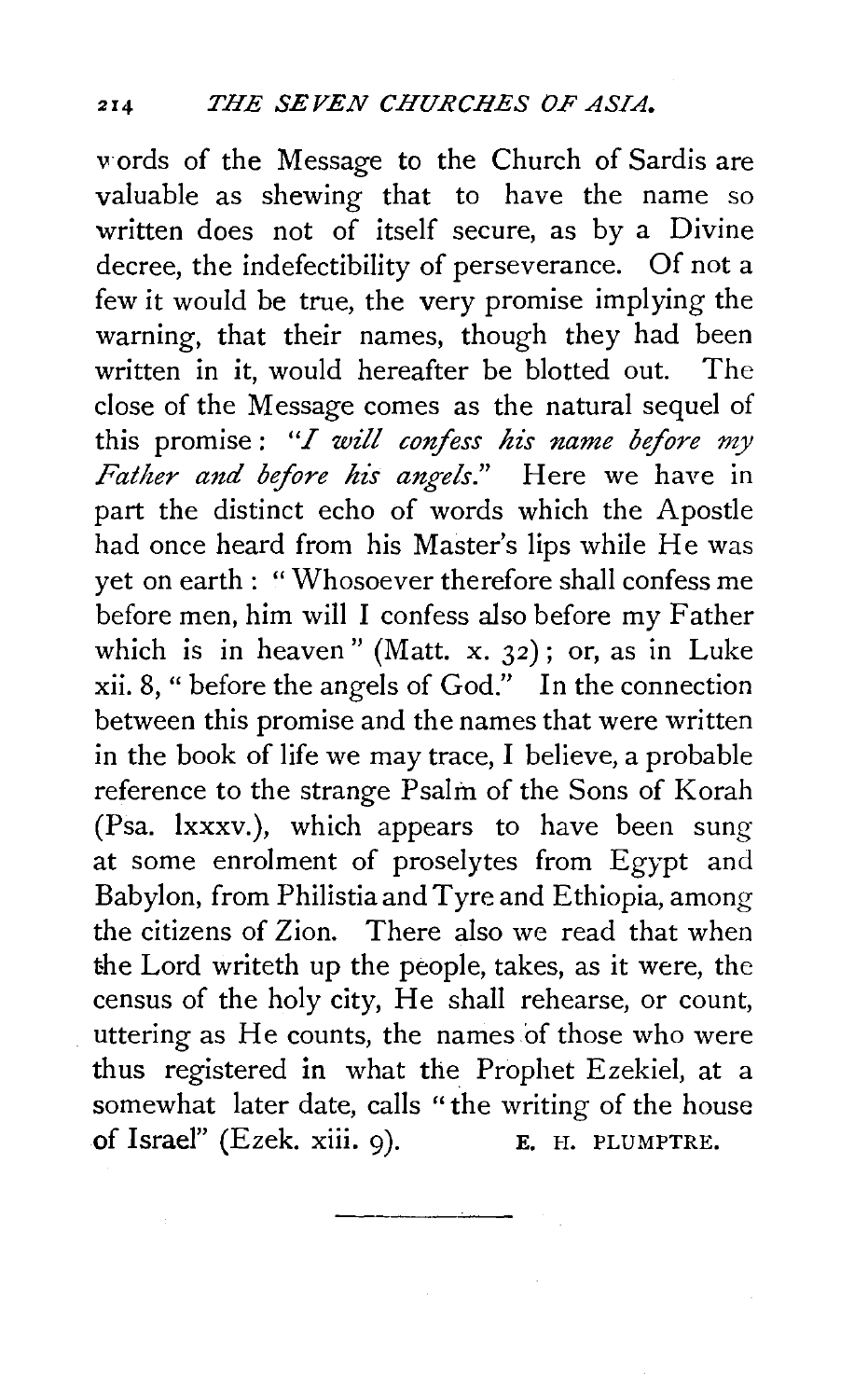words of the Message to the Church of Sardis are valuable as shewing that to have the name so written does not of itself secure, as by a Divine decree, the indefectibility of perseverance. Of not a few it would be true, the very promise implying the warning, that their names, though they had been written in it, would hereafter be blotted out. The close of the Message comes as the natural sequel of this promise: "*I will confess his name before my Father and before his angels.*" Here we have in part the distinct echo of words which the Apostle had once heard from his Master's lips while He was yet on earth: "Whosoever therefore shall confess me before men, him will I confess also before my Father which is in heaven" (Matt. x. 32); or, as in Luke xii. 8, "before the angels of God." In the connection between this promise and the names that were written in the book of life we may trace, I believe, a probable reference to the strange Psalm of the Sons of Korah (Psa. lxxxv.), which appears to have been sung at some enrolment of proselytes from Egypt and Babylon, from Philistia and Tyre and Ethiopia, among the citizens of Zion. There also we read that when the Lord writeth up the people, takes, as it were, the census of the holy city, He shall rehearse, or count, uttering as He counts, the names of those who were thus registered in what the Prophet Ezekiel, at a somewhat later date, calls "the writing of the house of Israel" (Ezek. xiii. 9).

E. H. PLUMPTRE.